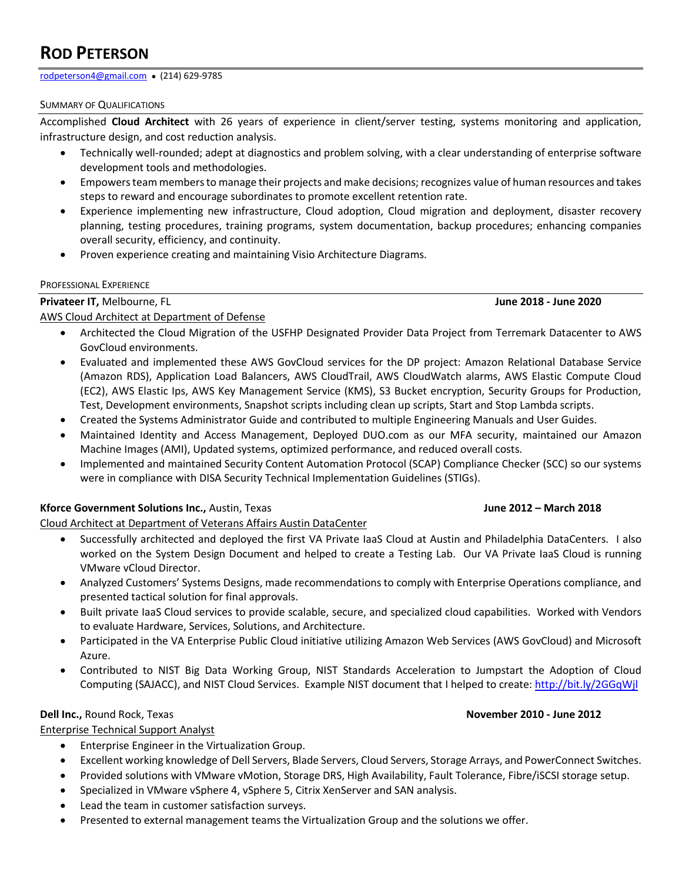# ROD PETERSON

rodpeterson4@gmail.com • (214) 629-9785

## SUMMARY OF QUALIFICATIONS

Accomplished **Cloud Architect** with 26 years of experience in client/server testing, systems monitoring and application, infrastructure design, and cost reduction analysis.

- Technically well-rounded; adept at diagnostics and problem solving, with a clear understanding of enterprise software development tools and methodologies.
- Empowers team members to manage their projects and make decisions; recognizes value of human resources and takes steps to reward and encourage subordinates to promote excellent retention rate.
- Experience implementing new infrastructure, Cloud adoption, Cloud migration and deployment, disaster recovery planning, testing procedures, training programs, system documentation, backup procedures; enhancing companies overall security, efficiency, and continuity.
- Proven experience creating and maintaining Visio Architecture Diagrams.

## PROFESSIONAL EXPERIENCE

**Privateer IT,** Melbourne, FL **June 2018 - June 2020**

AWS Cloud Architect at Department of Defense

- Architected the Cloud Migration of the USFHP Designated Provider Data Project from Terremark Datacenter to AWS GovCloud environments.
- Evaluated and implemented these AWS GovCloud services for the DP project: Amazon Relational Database Service (Amazon RDS), Application Load Balancers, AWS CloudTrail, AWS CloudWatch alarms, AWS Elastic Compute Cloud (EC2), AWS Elastic Ips, AWS Key Management Service (KMS), S3 Bucket encryption, Security Groups for Production, Test, Development environments, Snapshot scripts including clean up scripts, Start and Stop Lambda scripts.
- Created the Systems Administrator Guide and contributed to multiple Engineering Manuals and User Guides.
- Maintained Identity and Access Management, Deployed DUO.com as our MFA security, maintained our Amazon Machine Images (AMI), Updated systems, optimized performance, and reduced overall costs.
- Implemented and maintained Security Content Automation Protocol (SCAP) Compliance Checker (SCC) so our systems were in compliance with DISA Security Technical Implementation Guidelines (STIGs).

**Kforce Government Solutions Inc.,** Austin, Texas **June 2012 – March 2018**

Cloud Architect at Department of Veterans Affairs Austin DataCenter

- Successfully architected and deployed the first VA Private IaaS Cloud at Austin and Philadelphia DataCenters. I also worked on the System Design Document and helped to create a Testing Lab. Our VA Private IaaS Cloud is running VMware vCloud Director.
- Analyzed Customers' Systems Designs, made recommendations to comply with Enterprise Operations compliance, and presented tactical solution for final approvals.
- Built private IaaS Cloud services to provide scalable, secure, and specialized cloud capabilities. Worked with Vendors to evaluate Hardware, Services, Solutions, and Architecture.
- Participated in the VA Enterprise Public Cloud initiative utilizing Amazon Web Services (AWS GovCloud) and Microsoft Azure.
- Contributed to NIST Big Data Working Group, NIST Standards Acceleration to Jumpstart the Adoption of Cloud Computing (SAJACC), and NIST Cloud Services. Example NIST document that I helped to create: http://bit.ly/2GGqWjl

**Dell Inc.,** Round Rock, Texas **November 2010 - June 2012**

Enterprise Technical Support Analyst

- Enterprise Engineer in the Virtualization Group.
- Excellent working knowledge of Dell Servers, Blade Servers, Cloud Servers, Storage Arrays, and PowerConnect Switches.
- Provided solutions with VMware vMotion, Storage DRS, High Availability, Fault Tolerance, Fibre/iSCSI storage setup.
- Specialized in VMware vSphere 4, vSphere 5, Citrix XenServer and SAN analysis.
- Lead the team in customer satisfaction surveys.
- Presented to external management teams the Virtualization Group and the solutions we offer.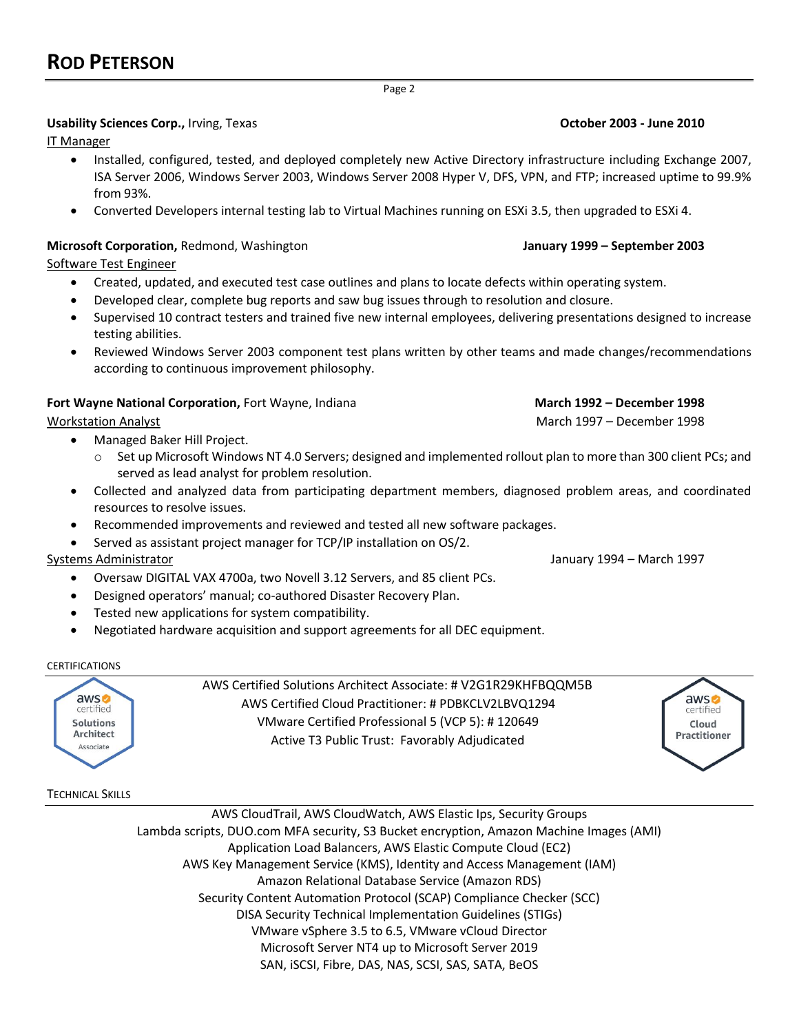**Usability Sciences Corp.,** Irving, Texas **October 2003 - June 2010**

IT Manager

- Installed, configured, tested, and deployed completely new Active Directory infrastructure including Exchange 2007, ISA Server 2006, Windows Server 2003, Windows Server 2008 Hyper V, DFS, VPN, and FTP; increased uptime to 99.9% from 93%.
- Converted Developers internal testing lab to Virtual Machines running on ESXi 3.5, then upgraded to ESXi 4.

**Microsoft Corporation,** Redmond, Washington **January 1999 – September 2003**

Software Test Engineer

- Created, updated, and executed test case outlines and plans to locate defects within operating system.
- Developed clear, complete bug reports and saw bug issues through to resolution and closure.
- Supervised 10 contract testers and trained five new internal employees, delivering presentations designed to increase testing abilities.
- Reviewed Windows Server 2003 component test plans written by other teams and made changes/recommendations according to continuous improvement philosophy.

**Fort Wayne National Corporation,** Fort Wayne, Indiana **March 1992 – December 1998**

Workstation Analyst March 1997 – December 1998

- Managed Baker Hill Project.
  - Set up Microsoft Windows NT 4.0 Servers; designed and implemented rollout plan to more than 300 client PCs; and served as lead analyst for problem resolution.
- Collected and analyzed data from participating department members, diagnosed problem areas, and coordinated resources to resolve issues.
- Recommended improvements and reviewed and tested all new software packages.
- Served as assistant project manager for TCP/IP installation on OS/2.

Systems Administrator January 1994 – March 1997

- Oversaw DIGITAL VAX 4700a, two Novell 3.12 Servers, and 85 client PCs.
- Designed operators' manual; co-authored Disaster Recovery Plan.
- Tested new applications for system compatibility.
- Negotiated hardware acquisition and support agreements for all DEC equipment.

## CERTIFICATIONS

AWS Certified Solutions Architect Associate: # V2G1R29KHFBQQM5B
AWS Certified Cloud Practitioner: # PDBKCLV2LBVQ1294
VMware Certified Professional 5 (VCP 5): # 120649
Active T3 Public Trust: Favorably Adjudicated

## TECHNICAL SKILLS

AWS CloudTrail, AWS CloudWatch, AWS Elastic Ips, Security Groups
Lambda scripts, DUO.com MFA security, S3 Bucket encryption, Amazon Machine Images (AMI)
Application Load Balancers, AWS Elastic Compute Cloud (EC2)
AWS Key Management Service (KMS), Identity and Access Management (IAM)
Amazon Relational Database Service (Amazon RDS)
Security Content Automation Protocol (SCAP) Compliance Checker (SCC)
DISA Security Technical Implementation Guidelines (STIGs)
VMware vSphere 3.5 to 6.5, VMware vCloud Director
Microsoft Server NT4 up to Microsoft Server 2019
SAN, iSCSI, Fibre, DAS, NAS, SCSI, SAS, SATA, BeOS